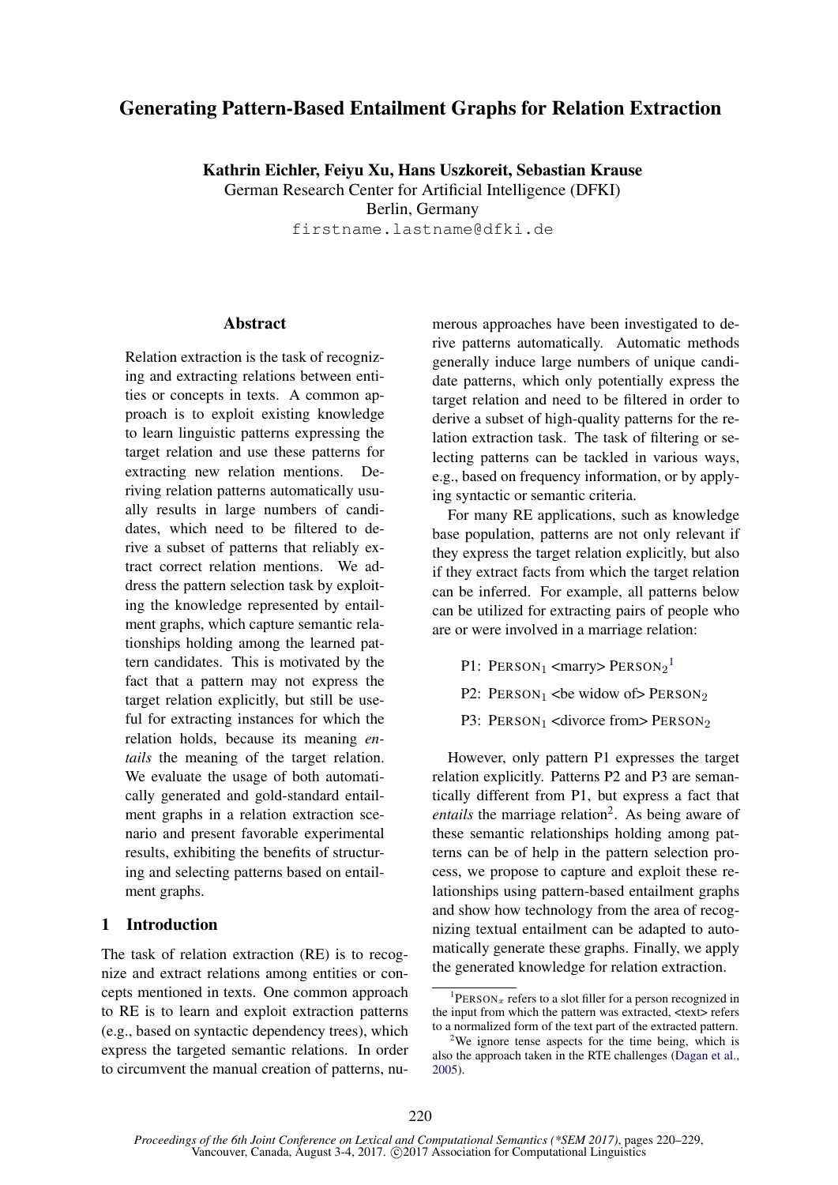# Generating Pattern-Based Entailment Graphs for Relation Extraction

**Kathrin Eichler, Feiyu Xu, Hans Uszkoreit, Sebastian Krause**
German Research Center for Artificial Intelligence (DFKI)
Berlin, Germany
firstname.lastname@dfki.de

## Abstract

Relation extraction is the task of recognizing and extracting relations between entities or concepts in texts. A common approach is to exploit existing knowledge to learn linguistic patterns expressing the target relation and use these patterns for extracting new relation mentions. Deriving relation patterns automatically usually results in large numbers of candidates, which need to be filtered to derive a subset of patterns that reliably extract correct relation mentions. We address the pattern selection task by exploiting the knowledge represented by entailment graphs, which capture semantic relationships holding among the learned pattern candidates. This is motivated by the fact that a pattern may not express the target relation explicitly, but still be useful for extracting instances for which the relation holds, because its meaning *entails* the meaning of the target relation. We evaluate the usage of both automatically generated and gold-standard entailment graphs in a relation extraction scenario and present favorable experimental results, exhibiting the benefits of structuring and selecting patterns based on entailment graphs.

## 1 Introduction

The task of relation extraction (RE) is to recognize and extract relations among entities or concepts mentioned in texts. One common approach to RE is to learn and exploit extraction patterns (e.g., based on syntactic dependency trees), which express the targeted semantic relations. In order to circumvent the manual creation of patterns, numerous approaches have been investigated to derive patterns automatically. Automatic methods generally induce large numbers of unique candidate patterns, which only potentially express the target relation and need to be filtered in order to derive a subset of high-quality patterns for the relation extraction task. The task of filtering or selecting patterns can be tackled in various ways, e.g., based on frequency information, or by applying syntactic or semantic criteria.

For many RE applications, such as knowledge base population, patterns are not only relevant if they express the target relation explicitly, but also if they extract facts from which the target relation can be inferred. For example, all patterns below can be utilized for extracting pairs of people who are or were involved in a marriage relation:

P1: $\text{PERSON}_1$ <marry> $\text{PERSON}_2$[1]

P2: $\text{PERSON}_1$ <be widow of> $\text{PERSON}_2$

P3: $\text{PERSON}_1$ <divorce from> $\text{PERSON}_2$

However, only pattern P1 expresses the target relation explicitly. Patterns P2 and P3 are semantically different from P1, but express a fact that *entails* the marriage relation[2]. As being aware of these semantic relationships holding among patterns can be of help in the pattern selection process, we propose to capture and exploit these relationships using pattern-based entailment graphs and show how technology from the area of recognizing textual entailment can be adapted to automatically generate these graphs. Finally, we apply the generated knowledge for relation extraction.

[1] $\text{PERSON}_x$ refers to a slot filler for a person recognized in the input from which the pattern was extracted, <text> refers to a normalized form of the text part of the extracted pattern.

[2] We ignore tense aspects for the time being, which is also the approach taken in the RTE challenges (Dagan et al., 2005).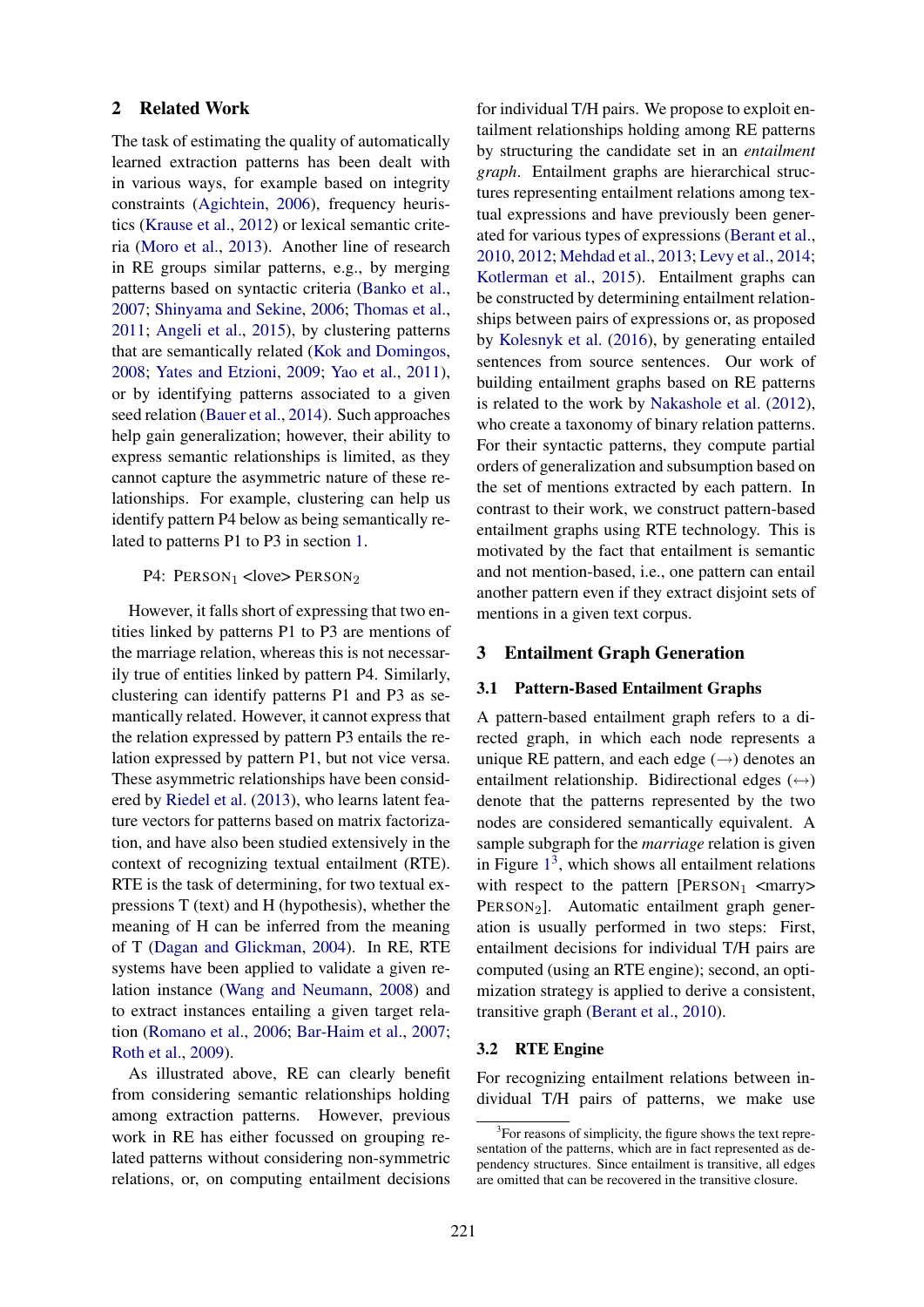## 2 Related Work

The task of estimating the quality of automatically learned extraction patterns has been dealt with in various ways, for example based on integrity constraints (Agichtein, 2006), frequency heuristics (Krause et al., 2012) or lexical semantic criteria (Moro et al., 2013). Another line of research in RE groups similar patterns, e.g., by merging patterns based on syntactic criteria (Banko et al., 2007; Shinyama and Sekine, 2006; Thomas et al., 2011; Angeli et al., 2015), by clustering patterns that are semantically related (Kok and Domingos, 2008; Yates and Etzioni, 2009; Yao et al., 2011), or by identifying patterns associated to a given seed relation (Bauer et al., 2014). Such approaches help gain generalization; however, their ability to express semantic relationships is limited, as they cannot capture the asymmetric nature of these relationships. For example, clustering can help us identify pattern P4 below as being semantically related to patterns P1 to P3 in section 1.

P4: PERSON$_1$ <love> PERSON$_2$

However, it falls short of expressing that two entities linked by patterns P1 to P3 are mentions of the marriage relation, whereas this is not necessarily true of entities linked by pattern P4. Similarly, clustering can identify patterns P1 and P3 as semantically related. However, it cannot express that the relation expressed by pattern P3 entails the relation expressed by pattern P1, but not vice versa. These asymmetric relationships have been considered by Riedel et al. (2013), who learns latent feature vectors for patterns based on matrix factorization, and have also been studied extensively in the context of recognizing textual entailment (RTE). RTE is the task of determining, for two textual expressions T (text) and H (hypothesis), whether the meaning of H can be inferred from the meaning of T (Dagan and Glickman, 2004). In RE, RTE systems have been applied to validate a given relation instance (Wang and Neumann, 2008) and to extract instances entailing a given target relation (Romano et al., 2006; Bar-Haim et al., 2007; Roth et al., 2009).

As illustrated above, RE can clearly benefit from considering semantic relationships holding among extraction patterns. However, previous work in RE has either focussed on grouping related patterns without considering non-symmetric relations, or, on computing entailment decisions for individual T/H pairs. We propose to exploit entailment relationships holding among RE patterns by structuring the candidate set in an *entailment graph*. Entailment graphs are hierarchical structures representing entailment relations among textual expressions and have previously been generated for various types of expressions (Berant et al., 2010, 2012; Mehdad et al., 2013; Levy et al., 2014; Kotlerman et al., 2015). Entailment graphs can be constructed by determining entailment relationships between pairs of expressions or, as proposed by Kolesnyk et al. (2016), by generating entailed sentences from source sentences. Our work of building entailment graphs based on RE patterns is related to the work by Nakashole et al. (2012), who create a taxonomy of binary relation patterns. For their syntactic patterns, they compute partial orders of generalization and subsumption based on the set of mentions extracted by each pattern. In contrast to their work, we construct pattern-based entailment graphs using RTE technology. This is motivated by the fact that entailment is semantic and not mention-based, i.e., one pattern can entail another pattern even if they extract disjoint sets of mentions in a given text corpus.

## 3 Entailment Graph Generation

### 3.1 Pattern-Based Entailment Graphs

A pattern-based entailment graph refers to a directed graph, in which each node represents a unique RE pattern, and each edge (→) denotes an entailment relationship. Bidirectional edges (↔) denote that the patterns represented by the two nodes are considered semantically equivalent. A sample subgraph for the *marriage* relation is given in Figure 1[3], which shows all entailment relations with respect to the pattern [PERSON$_1$ <marry> PERSON$_2$]. Automatic entailment graph generation is usually performed in two steps: First, entailment decisions for individual T/H pairs are computed (using an RTE engine); second, an optimization strategy is applied to derive a consistent, transitive graph (Berant et al., 2010).

### 3.2 RTE Engine

For recognizing entailment relations between individual T/H pairs of patterns, we make use

[3]For reasons of simplicity, the figure shows the text representation of the patterns, which are in fact represented as dependency structures. Since entailment is transitive, all edges are omitted that can be recovered in the transitive closure.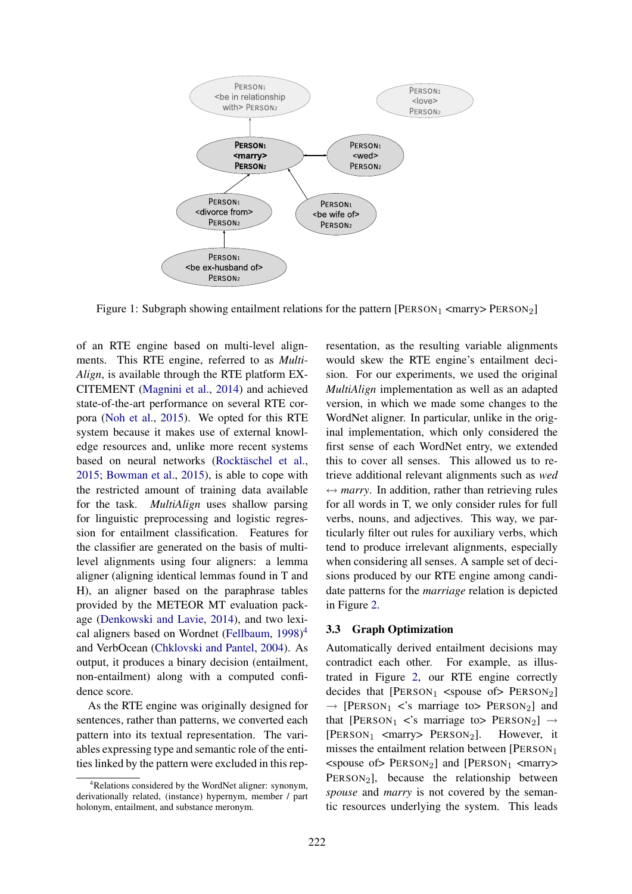Figure 1: Subgraph showing entailment relations for the pattern [PERSON$_1$ <marry> PERSON$_2$]

of an RTE engine based on multi-level alignments. This RTE engine, referred to as *MultiAlign*, is available through the RTE platform EXCITEMENT (Magnini et al., 2014) and achieved state-of-the-art performance on several RTE corpora (Noh et al., 2015). We opted for this RTE system because it makes use of external knowledge resources and, unlike more recent systems based on neural networks (Rocktäschel et al., 2015; Bowman et al., 2015), is able to cope with the restricted amount of training data available for the task. *MultiAlign* uses shallow parsing for linguistic preprocessing and logistic regression for entailment classification. Features for the classifier are generated on the basis of multi-level alignments using four aligners: a lemma aligner (aligning identical lemmas found in T and H), an aligner based on the paraphrase tables provided by the METEOR MT evaluation package (Denkowski and Lavie, 2014), and two lexical aligners based on Wordnet (Fellbaum, 1998)[4] and VerbOcean (Chklovski and Pantel, 2004). As output, it produces a binary decision (entailment, non-entailment) along with a computed confidence score.

As the RTE engine was originally designed for sentences, rather than patterns, we converted each pattern into its textual representation. The variables expressing type and semantic role of the entities linked by the pattern were excluded in this representation, as the resulting variable alignments would skew the RTE engine's entailment decision. For our experiments, we used the original *MultiAlign* implementation as well as an adapted version, in which we made some changes to the WordNet aligner. In particular, unlike in the original implementation, which only considered the first sense of each WordNet entry, we extended this to cover all senses. This allowed us to retrieve additional relevant alignments such as *wed* ↔ *marry*. In addition, rather than retrieving rules for all words in T, we only consider rules for full verbs, nouns, and adjectives. This way, we particularly filter out rules for auxiliary verbs, which tend to produce irrelevant alignments, especially when considering all senses. A sample set of decisions produced by our RTE engine among candidate patterns for the *marriage* relation is depicted in Figure 2.

### 3.3 Graph Optimization

Automatically derived entailment decisions may contradict each other. For example, as illustrated in Figure 2, our RTE engine correctly decides that [PERSON$_1$ <spouse of> PERSON$_2$] → [PERSON$_1$ <'s marriage to> PERSON$_2$] and that [PERSON$_1$ <'s marriage to> PERSON$_2$] → [PERSON$_1$ <marry> PERSON$_2$]. However, it misses the entailment relation between [PERSON$_1$ <spouse of> PERSON$_2$] and [PERSON$_1$ <marry> PERSON$_2$], because the relationship between *spouse* and *marry* is not covered by the semantic resources underlying the system. This leads

[4]Relations considered by the WordNet aligner: synonym, derivationally related, (instance) hypernym, member / part holonym, entailment, and substance meronym.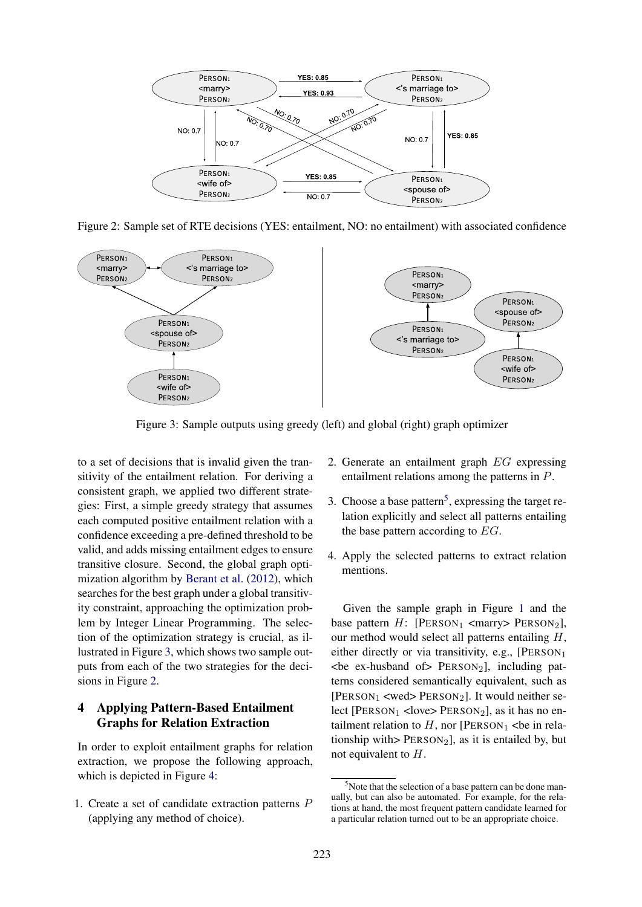Figure 2: Sample set of RTE decisions (YES: entailment, NO: no entailment) with associated confidence

Figure 3: Sample outputs using greedy (left) and global (right) graph optimizer

to a set of decisions that is invalid given the transitivity of the entailment relation. For deriving a consistent graph, we applied two different strategies: First, a simple greedy strategy that assumes each computed positive entailment relation with a confidence exceeding a pre-defined threshold to be valid, and adds missing entailment edges to ensure transitive closure. Second, the global graph optimization algorithm by Berant et al. (2012), which searches for the best graph under a global transitivity constraint, approaching the optimization problem by Integer Linear Programming. The selection of the optimization strategy is crucial, as illustrated in Figure 3, which shows two sample outputs from each of the two strategies for the decisions in Figure 2.

## 4 Applying Pattern-Based Entailment Graphs for Relation Extraction

In order to exploit entailment graphs for relation extraction, we propose the following approach, which is depicted in Figure 4:

1. Create a set of candidate extraction patterns $P$ (applying any method of choice).
2. Generate an entailment graph $EG$ expressing entailment relations among the patterns in $P$.
3. Choose a base pattern[5], expressing the target relation explicitly and select all patterns entailing the base pattern according to $EG$.
4. Apply the selected patterns to extract relation mentions.

Given the sample graph in Figure 1 and the base pattern $H$: [PERSON$_1$ <marry> PERSON$_2$], our method would select all patterns entailing $H$, either directly or via transitivity, e.g., [PERSON$_1$ <be ex-husband of> PERSON$_2$], including patterns considered semantically equivalent, such as [PERSON$_1$ <wed> PERSON$_2$]. It would neither select [PERSON$_1$ <love> PERSON$_2$], as it has no entailment relation to $H$, nor [PERSON$_1$ <be in relationship with> PERSON$_2$], as it is entailed by, but not equivalent to $H$.

[5]Note that the selection of a base pattern can be done manually, but can also be automated. For example, for the relations at hand, the most frequent pattern candidate learned for a particular relation turned out to be an appropriate choice.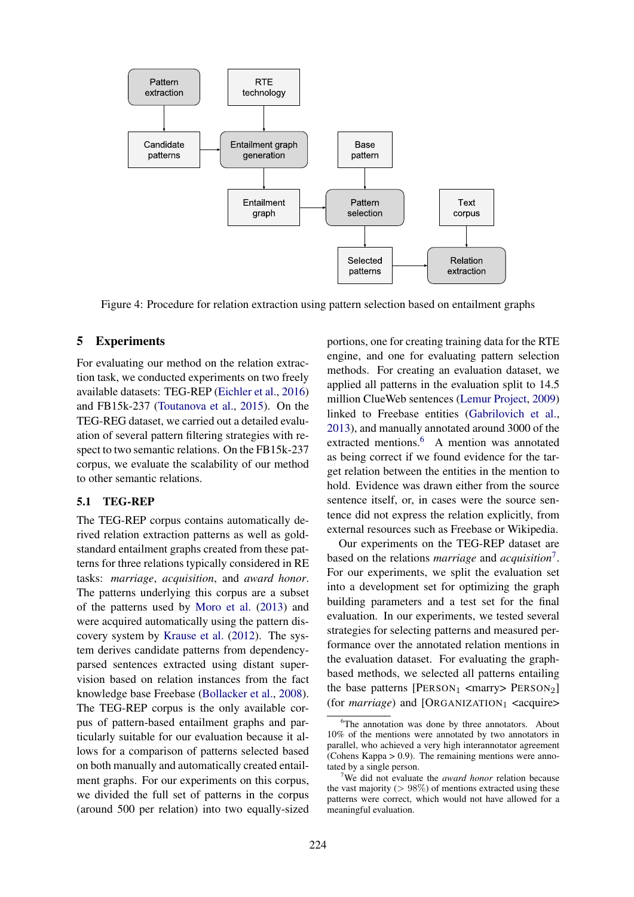Figure 4: Procedure for relation extraction using pattern selection based on entailment graphs

## 5 Experiments

For evaluating our method on the relation extraction task, we conducted experiments on two freely available datasets: TEG-REP (Eichler et al., 2016) and FB15k-237 (Toutanova et al., 2015). On the TEG-REG dataset, we carried out a detailed evaluation of several pattern filtering strategies with respect to two semantic relations. On the FB15k-237 corpus, we evaluate the scalability of our method to other semantic relations.

### 5.1 TEG-REP

The TEG-REP corpus contains automatically derived relation extraction patterns as well as gold-standard entailment graphs created from these patterns for three relations typically considered in RE tasks: *marriage*, *acquisition*, and *award honor*. The patterns underlying this corpus are a subset of the patterns used by Moro et al. (2013) and were acquired automatically using the pattern discovery system by Krause et al. (2012). The system derives candidate patterns from dependency-parsed sentences extracted using distant supervision based on relation instances from the fact knowledge base Freebase (Bollacker et al., 2008). The TEG-REP corpus is the only available corpus of pattern-based entailment graphs and particularly suitable for our evaluation because it allows for a comparison of patterns selected based on both manually and automatically created entailment graphs. For our experiments on this corpus, we divided the full set of patterns in the corpus (around 500 per relation) into two equally-sized portions, one for creating training data for the RTE engine, and one for evaluating pattern selection methods. For creating an evaluation dataset, we applied all patterns in the evaluation split to 14.5 million ClueWeb sentences (Lemur Project, 2009) linked to Freebase entities (Gabrilovich et al., 2013), and manually annotated around 3000 of the extracted mentions.[6] A mention was annotated as being correct if we found evidence for the target relation between the entities in the mention to hold. Evidence was drawn either from the source sentence itself, or, in cases were the source sentence did not express the relation explicitly, from external resources such as Freebase or Wikipedia.

Our experiments on the TEG-REP dataset are based on the relations *marriage* and *acquisition*[7]. For our experiments, we split the evaluation set into a development set for optimizing the graph building parameters and a test set for the final evaluation. In our experiments, we tested several strategies for selecting patterns and measured performance over the annotated relation mentions in the evaluation dataset. For evaluating the graph-based methods, we selected all patterns entailing the base patterns [PERSON$_1$ <marry> PERSON$_2$] (for *marriage*) and [ORGANIZATION$_1$ <acquire>

[6] The annotation was done by three annotators. About 10% of the mentions were annotated by two annotators in parallel, who achieved a very high interannotator agreement (Cohens Kappa > 0.9). The remaining mentions were annotated by a single person.

[7] We did not evaluate the *award honor* relation because the vast majority ($> 98\%$) of mentions extracted using these patterns were correct, which would not have allowed for a meaningful evaluation.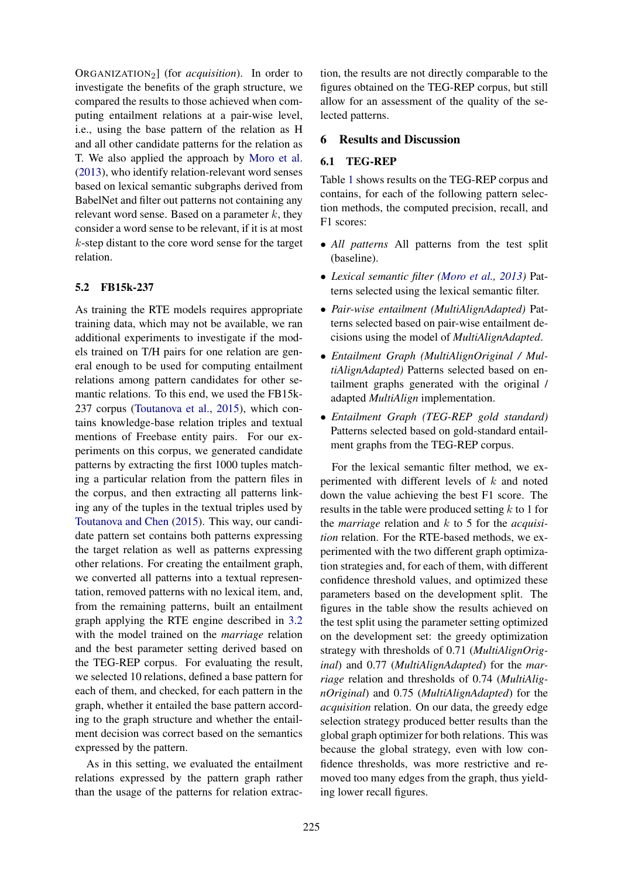ORGANIZATION$_2$] (for *acquisition*). In order to investigate the benefits of the graph structure, we compared the results to those achieved when computing entailment relations at a pair-wise level, i.e., using the base pattern of the relation as H and all other candidate patterns for the relation as T. We also applied the approach by Moro et al. (2013), who identify relation-relevant word senses based on lexical semantic subgraphs derived from BabelNet and filter out patterns not containing any relevant word sense. Based on a parameter $k$, they consider a word sense to be relevant, if it is at most $k$-step distant to the core word sense for the target relation.

### 5.2 FB15k-237

As training the RTE models requires appropriate training data, which may not be available, we ran additional experiments to investigate if the models trained on T/H pairs for one relation are general enough to be used for computing entailment relations among pattern candidates for other semantic relations. To this end, we used the FB15k-237 corpus (Toutanova et al., 2015), which contains knowledge-base relation triples and textual mentions of Freebase entity pairs. For our experiments on this corpus, we generated candidate patterns by extracting the first 1000 tuples matching a particular relation from the pattern files in the corpus, and then extracting all patterns linking any of the tuples in the textual triples used by Toutanova and Chen (2015). This way, our candidate pattern set contains both patterns expressing the target relation as well as patterns expressing other relations. For creating the entailment graph, we converted all patterns into a textual representation, removed patterns with no lexical item, and, from the remaining patterns, built an entailment graph applying the RTE engine described in 3.2 with the model trained on the *marriage* relation and the best parameter setting derived based on the TEG-REP corpus. For evaluating the result, we selected 10 relations, defined a base pattern for each of them, and checked, for each pattern in the graph, whether it entailed the base pattern according to the graph structure and whether the entailment decision was correct based on the semantics expressed by the pattern.

As in this setting, we evaluated the entailment relations expressed by the pattern graph rather than the usage of the patterns for relation extraction, the results are not directly comparable to the figures obtained on the TEG-REP corpus, but still allow for an assessment of the quality of the selected patterns.

## 6 Results and Discussion

### 6.1 TEG-REP

Table 1 shows results on the TEG-REP corpus and contains, for each of the following pattern selection methods, the computed precision, recall, and F1 scores:

- *All patterns* All patterns from the test split (baseline).
- *Lexical semantic filter (Moro et al., 2013)* Patterns selected using the lexical semantic filter.
- *Pair-wise entailment (MultiAlignAdapted)* Patterns selected based on pair-wise entailment decisions using the model of *MultiAlignAdapted*.
- *Entailment Graph (MultiAlignOriginal / MultiAlignAdapted)* Patterns selected based on entailment graphs generated with the original / adapted *MultiAlign* implementation.
- *Entailment Graph (TEG-REP gold standard)* Patterns selected based on gold-standard entailment graphs from the TEG-REP corpus.

For the lexical semantic filter method, we experimented with different levels of $k$ and noted down the value achieving the best F1 score. The results in the table were produced setting $k$ to 1 for the *marriage* relation and $k$ to 5 for the *acquisition* relation. For the RTE-based methods, we experimented with the two different graph optimization strategies and, for each of them, with different confidence threshold values, and optimized these parameters based on the development split. The figures in the table show the results achieved on the test split using the parameter setting optimized on the development set: the greedy optimization strategy with thresholds of 0.71 (*MultiAlignOriginal*) and 0.77 (*MultiAlignAdapted*) for the *marriage* relation and thresholds of 0.74 (*MultiAlignOriginal*) and 0.75 (*MultiAlignAdapted*) for the *acquisition* relation. On our data, the greedy edge selection strategy produced better results than the global graph optimizer for both relations. This was because the global strategy, even with low confidence thresholds, was more restrictive and removed too many edges from the graph, thus yielding lower recall figures.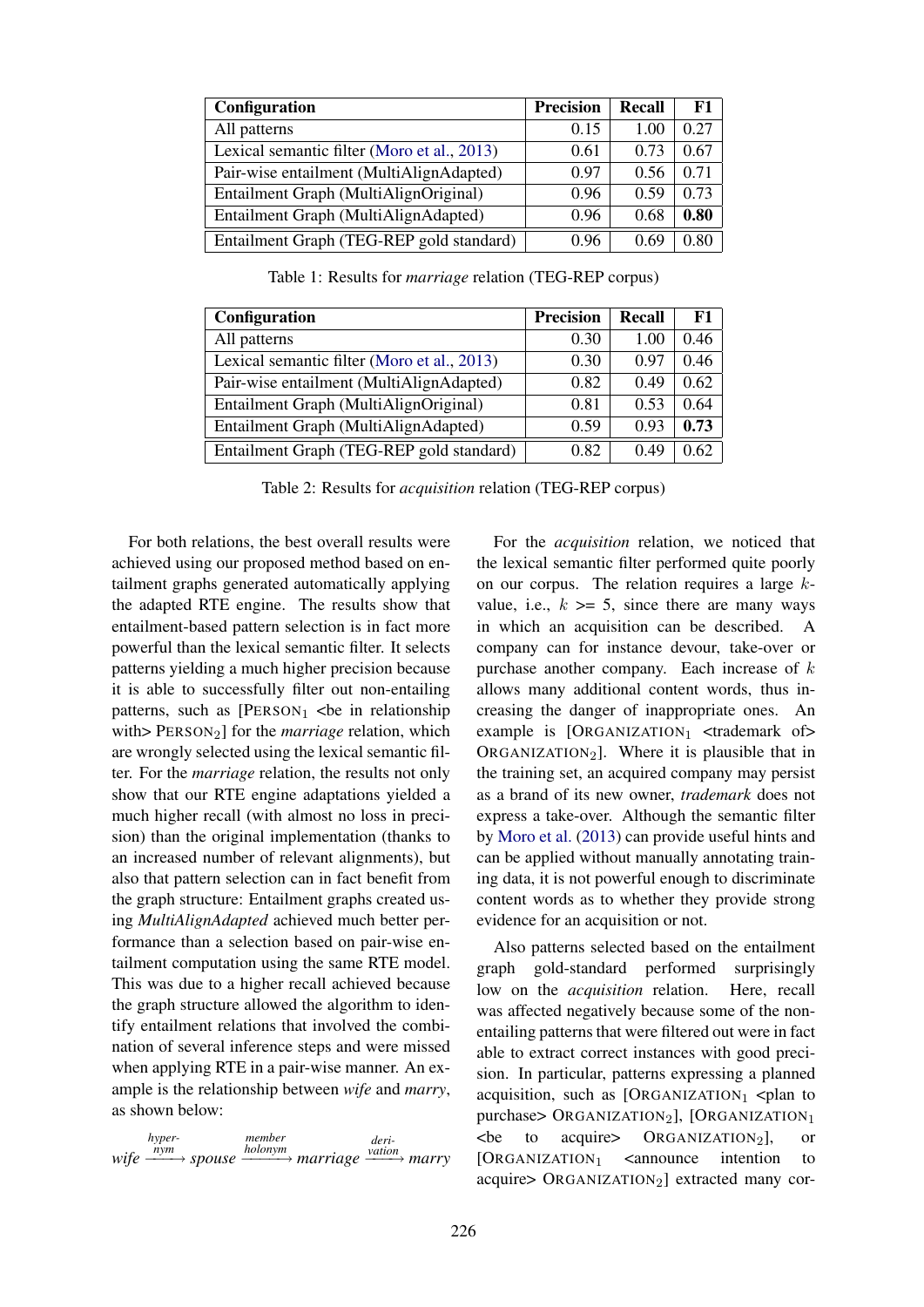| Configuration | Precision | Recall | F1 |
|---|---|---|---|
| All patterns | 0.15 | 1.00 | 0.27 |
| Lexical semantic filter (Moro et al., 2013) | 0.61 | 0.73 | 0.67 |
| Pair-wise entailment (MultiAlignAdapted) | 0.97 | 0.56 | 0.71 |
| Entailment Graph (MultiAlignOriginal) | 0.96 | 0.59 | 0.73 |
| Entailment Graph (MultiAlignAdapted) | 0.96 | 0.68 | **0.80** |
| Entailment Graph (TEG-REP gold standard) | 0.96 | 0.69 | 0.80 |

Table 1: Results for *marriage* relation (TEG-REP corpus)

| Configuration | Precision | Recall | F1 |
|---|---|---|---|
| All patterns | 0.30 | 1.00 | 0.46 |
| Lexical semantic filter (Moro et al., 2013) | 0.30 | 0.97 | 0.46 |
| Pair-wise entailment (MultiAlignAdapted) | 0.82 | 0.49 | 0.62 |
| Entailment Graph (MultiAlignOriginal) | 0.81 | 0.53 | 0.64 |
| Entailment Graph (MultiAlignAdapted) | 0.59 | 0.93 | **0.73** |
| Entailment Graph (TEG-REP gold standard) | 0.82 | 0.49 | 0.62 |

Table 2: Results for *acquisition* relation (TEG-REP corpus)

For both relations, the best overall results were achieved using our proposed method based on entailment graphs generated automatically applying the adapted RTE engine. The results show that entailment-based pattern selection is in fact more powerful than the lexical semantic filter. It selects patterns yielding a much higher precision because it is able to successfully filter out non-entailing patterns, such as [PERSON$_1$ <be in relationship with> PERSON$_2$] for the *marriage* relation, which are wrongly selected using the lexical semantic filter. For the *marriage* relation, the results not only show that our RTE engine adaptations yielded a much higher recall (with almost no loss in precision) than the original implementation (thanks to an increased number of relevant alignments), but also that pattern selection can in fact benefit from the graph structure: Entailment graphs created using *MultiAlignAdapted* achieved much better performance than a selection based on pair-wise entailment computation using the same RTE model. This was due to a higher recall achieved because the graph structure allowed the algorithm to identify entailment relations that involved the combination of several inference steps and were missed when applying RTE in a pair-wise manner. An example is the relationship between *wife* and *marry*, as shown below:

$$wife \xrightarrow{\text{hyper-nym}} spouse \xrightarrow{\text{member holonym}} marriage \xrightarrow{\text{deri-vation}} marry$$

For the *acquisition* relation, we noticed that the lexical semantic filter performed quite poorly on our corpus. The relation requires a large $k$-value, i.e., $k >= 5$, since there are many ways in which an acquisition can be described. A company can for instance devour, take-over or purchase another company. Each increase of $k$ allows many additional content words, thus increasing the danger of inappropriate ones. An example is [ORGANIZATION$_1$ <trademark of> ORGANIZATION$_2$]. Where it is plausible that in the training set, an acquired company may persist as a brand of its new owner, *trademark* does not express a take-over. Although the semantic filter by Moro et al. (2013) can provide useful hints and can be applied without manually annotating training data, it is not powerful enough to discriminate content words as to whether they provide strong evidence for an acquisition or not.

Also patterns selected based on the entailment graph gold-standard performed surprisingly low on the *acquisition* relation. Here, recall was affected negatively because some of the non-entailing patterns that were filtered out were in fact able to extract correct instances with good precision. In particular, patterns expressing a planned acquisition, such as [ORGANIZATION$_1$ <plan to purchase> ORGANIZATION$_2$], [ORGANIZATION$_1$ <be to acquire> ORGANIZATION$_2$], or [ORGANIZATION$_1$ <announce intention to acquire> ORGANIZATION$_2$] extracted many cor-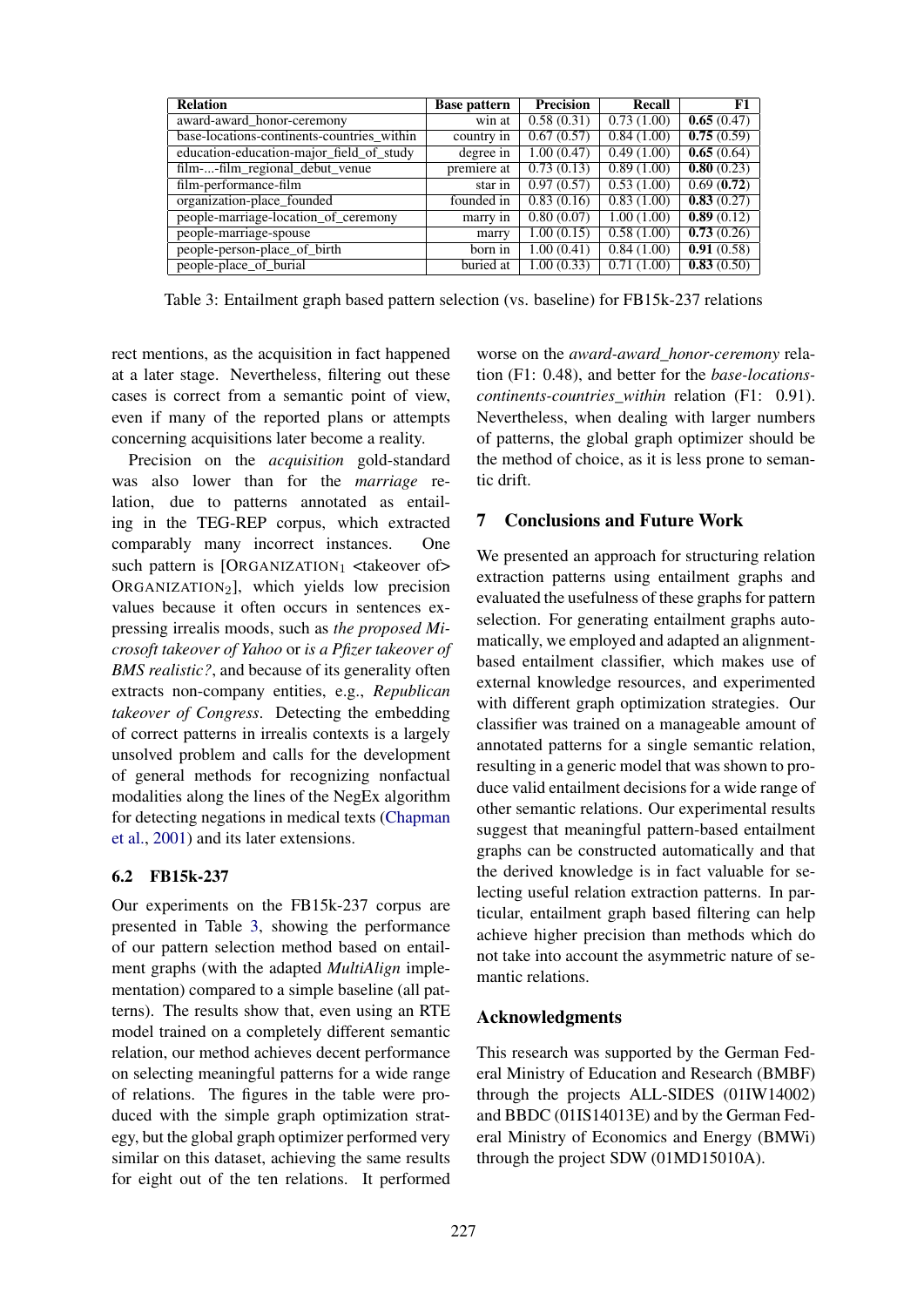| Relation | Base pattern | Precision | Recall | F1 |
|---|---|---|---|---|
| award-award_honor-ceremony | win at | 0.58 (0.31) | 0.73 (1.00) | **0.65** (0.47) |
| base-locations-continents-countries_within | country in | 0.67 (0.57) | 0.84 (1.00) | **0.75** (0.59) |
| education-education-major_field_of_study | degree in | 1.00 (0.47) | 0.49 (1.00) | **0.65** (0.64) |
| film-...-film_regional_debut_venue | premiere at | 0.73 (0.13) | 0.89 (1.00) | **0.80** (0.23) |
| film-performance-film | star in | 0.97 (0.57) | 0.53 (1.00) | 0.69 (**0.72**) |
| organization-place_founded | founded in | 0.83 (0.16) | 0.83 (1.00) | **0.83** (0.27) |
| people-marriage-location_of_ceremony | marry in | 0.80 (0.07) | 1.00 (1.00) | **0.89** (0.12) |
| people-marriage-spouse | marry | 1.00 (0.15) | 0.58 (1.00) | **0.73** (0.26) |
| people-person-place_of_birth | born in | 1.00 (0.41) | 0.84 (1.00) | **0.91** (0.58) |
| people-place_of_burial | buried at | 1.00 (0.33) | 0.71 (1.00) | **0.83** (0.50) |

Table 3: Entailment graph based pattern selection (vs. baseline) for FB15k-237 relations

rect mentions, as the acquisition in fact happened at a later stage. Nevertheless, filtering out these cases is correct from a semantic point of view, even if many of the reported plans or attempts concerning acquisitions later become a reality.

Precision on the *acquisition* gold-standard was also lower than for the *marriage* relation, due to patterns annotated as entailing in the TEG-REP corpus, which extracted comparably many incorrect instances. One such pattern is [ORGANIZATION$_1$ <takeover of> ORGANIZATION$_2$], which yields low precision values because it often occurs in sentences expressing irrealis moods, such as *the proposed Microsoft takeover of Yahoo* or *is a Pfizer takeover of BMS realistic?*, and because of its generality often extracts non-company entities, e.g., *Republican takeover of Congress*. Detecting the embedding of correct patterns in irrealis contexts is a largely unsolved problem and calls for the development of general methods for recognizing nonfactual modalities along the lines of the NegEx algorithm for detecting negations in medical texts (Chapman et al., 2001) and its later extensions.

### 6.2 FB15k-237

Our experiments on the FB15k-237 corpus are presented in Table 3, showing the performance of our pattern selection method based on entailment graphs (with the adapted *MultiAlign* implementation) compared to a simple baseline (all patterns). The results show that, even using an RTE model trained on a completely different semantic relation, our method achieves decent performance on selecting meaningful patterns for a wide range of relations. The figures in the table were produced with the simple graph optimization strategy, but the global graph optimizer performed very similar on this dataset, achieving the same results for eight out of the ten relations. It performed worse on the *award-award_honor-ceremony* relation (F1: 0.48), and better for the *base-locations-continents-countries_within* relation (F1: 0.91). Nevertheless, when dealing with larger numbers of patterns, the global graph optimizer should be the method of choice, as it is less prone to semantic drift.

## 7 Conclusions and Future Work

We presented an approach for structuring relation extraction patterns using entailment graphs and evaluated the usefulness of these graphs for pattern selection. For generating entailment graphs automatically, we employed and adapted an alignment-based entailment classifier, which makes use of external knowledge resources, and experimented with different graph optimization strategies. Our classifier was trained on a manageable amount of annotated patterns for a single semantic relation, resulting in a generic model that was shown to produce valid entailment decisions for a wide range of other semantic relations. Our experimental results suggest that meaningful pattern-based entailment graphs can be constructed automatically and that the derived knowledge is in fact valuable for selecting useful relation extraction patterns. In particular, entailment graph based filtering can help achieve higher precision than methods which do not take into account the asymmetric nature of semantic relations.

## Acknowledgments

This research was supported by the German Federal Ministry of Education and Research (BMBF) through the projects ALL-SIDES (01IW14002) and BBDC (01IS14013E) and by the German Federal Ministry of Economics and Energy (BMWi) through the project SDW (01MD15010A).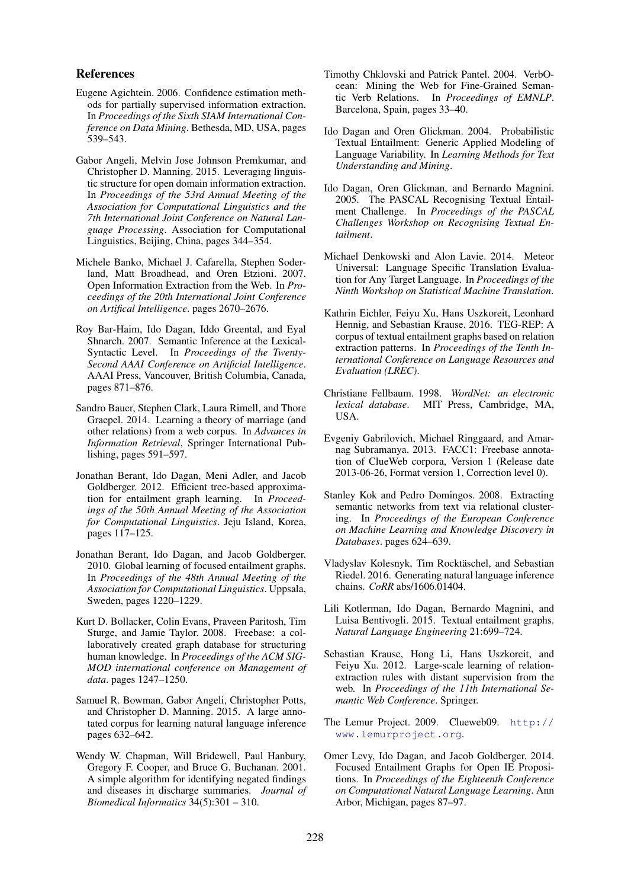## References

Eugene Agichtein. 2006. Confidence estimation methods for partially supervised information extraction. In *Proceedings of the Sixth SIAM International Conference on Data Mining*. Bethesda, MD, USA, pages 539–543.

Gabor Angeli, Melvin Jose Johnson Premkumar, and Christopher D. Manning. 2015. Leveraging linguistic structure for open domain information extraction. In *Proceedings of the 53rd Annual Meeting of the Association for Computational Linguistics and the 7th International Joint Conference on Natural Language Processing*. Association for Computational Linguistics, Beijing, China, pages 344–354.

Michele Banko, Michael J. Cafarella, Stephen Soderland, Matt Broadhead, and Oren Etzioni. 2007. Open Information Extraction from the Web. In *Proceedings of the 20th International Joint Conference on Artifical Intelligence*. pages 2670–2676.

Roy Bar-Haim, Ido Dagan, Iddo Greental, and Eyal Shnarch. 2007. Semantic Inference at the Lexical-Syntactic Level. In *Proceedings of the Twenty-Second AAAI Conference on Artificial Intelligence*. AAAI Press, Vancouver, British Columbia, Canada, pages 871–876.

Sandro Bauer, Stephen Clark, Laura Rimell, and Thore Graepel. 2014. Learning a theory of marriage (and other relations) from a web corpus. In *Advances in Information Retrieval*, Springer International Publishing, pages 591–597.

Jonathan Berant, Ido Dagan, Meni Adler, and Jacob Goldberger. 2012. Efficient tree-based approximation for entailment graph learning. In *Proceedings of the 50th Annual Meeting of the Association for Computational Linguistics*. Jeju Island, Korea, pages 117–125.

Jonathan Berant, Ido Dagan, and Jacob Goldberger. 2010. Global learning of focused entailment graphs. In *Proceedings of the 48th Annual Meeting of the Association for Computational Linguistics*. Uppsala, Sweden, pages 1220–1229.

Kurt D. Bollacker, Colin Evans, Praveen Paritosh, Tim Sturge, and Jamie Taylor. 2008. Freebase: a collaboratively created graph database for structuring human knowledge. In *Proceedings of the ACM SIGMOD international conference on Management of data*. pages 1247–1250.

Samuel R. Bowman, Gabor Angeli, Christopher Potts, and Christopher D. Manning. 2015. A large annotated corpus for learning natural language inference pages 632–642.

Wendy W. Chapman, Will Bridewell, Paul Hanbury, Gregory F. Cooper, and Bruce G. Buchanan. 2001. A simple algorithm for identifying negated findings and diseases in discharge summaries. *Journal of Biomedical Informatics* 34(5):301 – 310.

Timothy Chklovski and Patrick Pantel. 2004. VerbOcean: Mining the Web for Fine-Grained Semantic Verb Relations. In *Proceedings of EMNLP*. Barcelona, Spain, pages 33–40.

Ido Dagan and Oren Glickman. 2004. Probabilistic Textual Entailment: Generic Applied Modeling of Language Variability. In *Learning Methods for Text Understanding and Mining*.

Ido Dagan, Oren Glickman, and Bernardo Magnini. 2005. The PASCAL Recognising Textual Entailment Challenge. In *Proceedings of the PASCAL Challenges Workshop on Recognising Textual Entailment*.

Michael Denkowski and Alon Lavie. 2014. Meteor Universal: Language Specific Translation Evaluation for Any Target Language. In *Proceedings of the Ninth Workshop on Statistical Machine Translation*.

Kathrin Eichler, Feiyu Xu, Hans Uszkoreit, Leonhard Hennig, and Sebastian Krause. 2016. TEG-REP: A corpus of textual entailment graphs based on relation extraction patterns. In *Proceedings of the Tenth International Conference on Language Resources and Evaluation (LREC)*.

Christiane Fellbaum. 1998. *WordNet: an electronic lexical database*. MIT Press, Cambridge, MA, USA.

Evgeniy Gabrilovich, Michael Ringgaard, and Amarnag Subramanya. 2013. FACC1: Freebase annotation of ClueWeb corpora, Version 1 (Release date 2013-06-26, Format version 1, Correction level 0).

Stanley Kok and Pedro Domingos. 2008. Extracting semantic networks from text via relational clustering. In *Proceedings of the European Conference on Machine Learning and Knowledge Discovery in Databases*. pages 624–639.

Vladyslav Kolesnyk, Tim Rocktäschel, and Sebastian Riedel. 2016. Generating natural language inference chains. *CoRR* abs/1606.01404.

Lili Kotlerman, Ido Dagan, Bernardo Magnini, and Luisa Bentivogli. 2015. Textual entailment graphs. *Natural Language Engineering* 21:699–724.

Sebastian Krause, Hong Li, Hans Uszkoreit, and Feiyu Xu. 2012. Large-scale learning of relation-extraction rules with distant supervision from the web. In *Proceedings of the 11th International Semantic Web Conference*. Springer.

The Lemur Project. 2009. Clueweb09. http://www.lemurproject.org.

Omer Levy, Ido Dagan, and Jacob Goldberger. 2014. Focused Entailment Graphs for Open IE Propositions. In *Proceedings of the Eighteenth Conference on Computational Natural Language Learning*. Ann Arbor, Michigan, pages 87–97.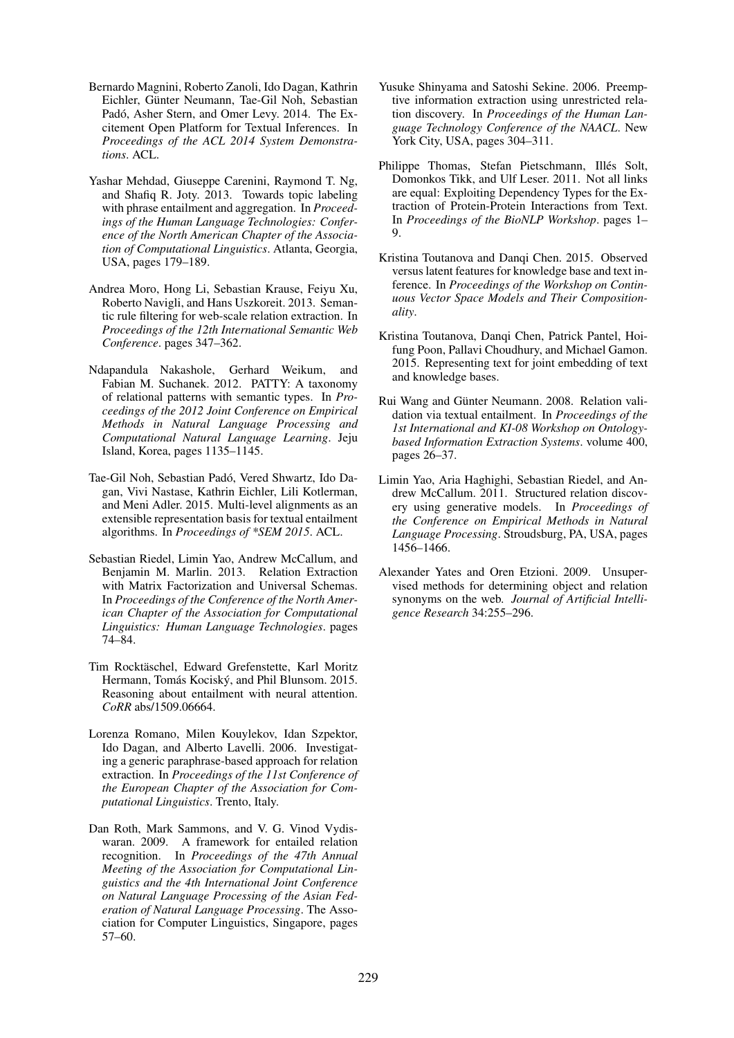Bernardo Magnini, Roberto Zanoli, Ido Dagan, Kathrin Eichler, Günter Neumann, Tae-Gil Noh, Sebastian Padó, Asher Stern, and Omer Levy. 2014. The Excitement Open Platform for Textual Inferences. In *Proceedings of the ACL 2014 System Demonstrations*. ACL.

Yashar Mehdad, Giuseppe Carenini, Raymond T. Ng, and Shafiq R. Joty. 2013. Towards topic labeling with phrase entailment and aggregation. In *Proceedings of the Human Language Technologies: Conference of the North American Chapter of the Association of Computational Linguistics*. Atlanta, Georgia, USA, pages 179–189.

Andrea Moro, Hong Li, Sebastian Krause, Feiyu Xu, Roberto Navigli, and Hans Uszkoreit. 2013. Semantic rule filtering for web-scale relation extraction. In *Proceedings of the 12th International Semantic Web Conference*. pages 347–362.

Ndapandula Nakashole, Gerhard Weikum, and Fabian M. Suchanek. 2012. PATTY: A taxonomy of relational patterns with semantic types. In *Proceedings of the 2012 Joint Conference on Empirical Methods in Natural Language Processing and Computational Natural Language Learning*. Jeju Island, Korea, pages 1135–1145.

Tae-Gil Noh, Sebastian Padó, Vered Shwartz, Ido Dagan, Vivi Nastase, Kathrin Eichler, Lili Kotlerman, and Meni Adler. 2015. Multi-level alignments as an extensible representation basis for textual entailment algorithms. In *Proceedings of *SEM 2015*. ACL.

Sebastian Riedel, Limin Yao, Andrew McCallum, and Benjamin M. Marlin. 2013. Relation Extraction with Matrix Factorization and Universal Schemas. In *Proceedings of the Conference of the North American Chapter of the Association for Computational Linguistics: Human Language Technologies*. pages 74–84.

Tim Rocktäschel, Edward Grefenstette, Karl Moritz Hermann, Tomás Kociský, and Phil Blunsom. 2015. Reasoning about entailment with neural attention. *CoRR* abs/1509.06664.

Lorenza Romano, Milen Kouylekov, Idan Szpektor, Ido Dagan, and Alberto Lavelli. 2006. Investigating a generic paraphrase-based approach for relation extraction. In *Proceedings of the 11st Conference of the European Chapter of the Association for Computational Linguistics*. Trento, Italy.

Dan Roth, Mark Sammons, and V. G. Vinod Vydiswaran. 2009. A framework for entailed relation recognition. In *Proceedings of the 47th Annual Meeting of the Association for Computational Linguistics and the 4th International Joint Conference on Natural Language Processing of the Asian Federation of Natural Language Processing*. The Association for Computer Linguistics, Singapore, pages 57–60.

Yusuke Shinyama and Satoshi Sekine. 2006. Preemptive information extraction using unrestricted relation discovery. In *Proceedings of the Human Language Technology Conference of the NAACL*. New York City, USA, pages 304–311.

Philippe Thomas, Stefan Pietschmann, Illés Solt, Domonkos Tikk, and Ulf Leser. 2011. Not all links are equal: Exploiting Dependency Types for the Extraction of Protein-Protein Interactions from Text. In *Proceedings of the BioNLP Workshop*. pages 1–9.

Kristina Toutanova and Danqi Chen. 2015. Observed versus latent features for knowledge base and text inference. In *Proceedings of the Workshop on Continuous Vector Space Models and Their Compositionality*.

Kristina Toutanova, Danqi Chen, Patrick Pantel, Hoifung Poon, Pallavi Choudhury, and Michael Gamon. 2015. Representing text for joint embedding of text and knowledge bases.

Rui Wang and Günter Neumann. 2008. Relation validation via textual entailment. In *Proceedings of the 1st International and KI-08 Workshop on Ontology-based Information Extraction Systems*. volume 400, pages 26–37.

Limin Yao, Aria Haghighi, Sebastian Riedel, and Andrew McCallum. 2011. Structured relation discovery using generative models. In *Proceedings of the Conference on Empirical Methods in Natural Language Processing*. Stroudsburg, PA, USA, pages 1456–1466.

Alexander Yates and Oren Etzioni. 2009. Unsupervised methods for determining object and relation synonyms on the web. *Journal of Artificial Intelligence Research* 34:255–296.